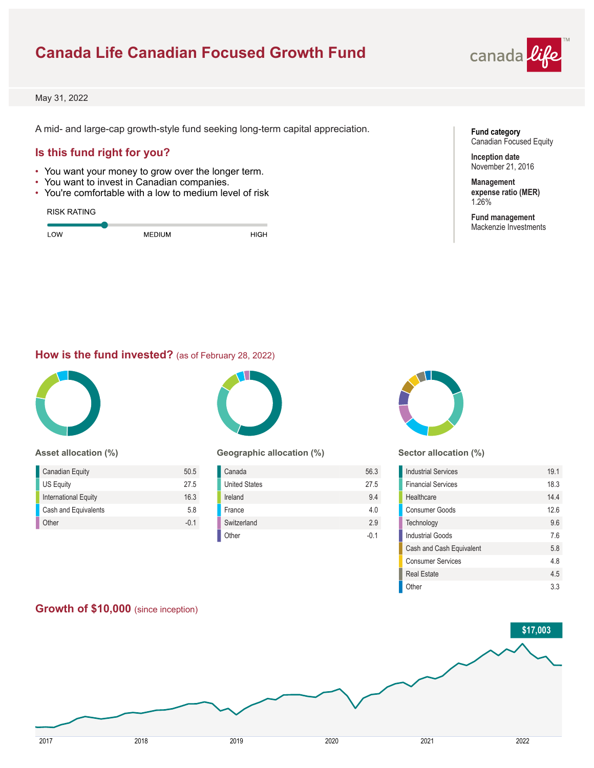# Canada Life Canadian Focused Growth Fund

May 31, 2022

A mid- and large-cap growth-style fund seeking long-term capital appreciation.

## Is this fund right for you?

- You want your money to grow over the longer term.
- You want to invest in Canadian companies.
- You're comfortable with a low to medium level of risk

RISK RATING

LOW MEDIUM HIGH

**Fund category**
Canadian Focused Equity

**Inception date**
November 21, 2016

**Management expense ratio (MER)**
1.26%

**Fund management**
Mackenzie Investments

## How is the fund invested? (as of February 28, 2022)

### Asset allocation (%)

| Asset | % |
|---|---|
| Canadian Equity | 50.5 |
| US Equity | 27.5 |
| International Equity | 16.3 |
| Cash and Equivalents | 5.8 |
| Other | -0.1 |

### Geographic allocation (%)

| Region | % |
|---|---|
| Canada | 56.3 |
| United States | 27.5 |
| Ireland | 9.4 |
| France | 4.0 |
| Switzerland | 2.9 |
| Other | -0.1 |

### Sector allocation (%)

| Sector | % |
|---|---|
| Industrial Services | 19.1 |
| Financial Services | 18.3 |
| Healthcare | 14.4 |
| Consumer Goods | 12.6 |
| Technology | 9.6 |
| Industrial Goods | 7.6 |
| Cash and Cash Equivalent | 5.8 |
| Consumer Services | 4.8 |
| Real Estate | 4.5 |
| Other | 3.3 |

## Growth of $10,000 (since inception)

$17,003

2017 2018 2019 2020 2021 2022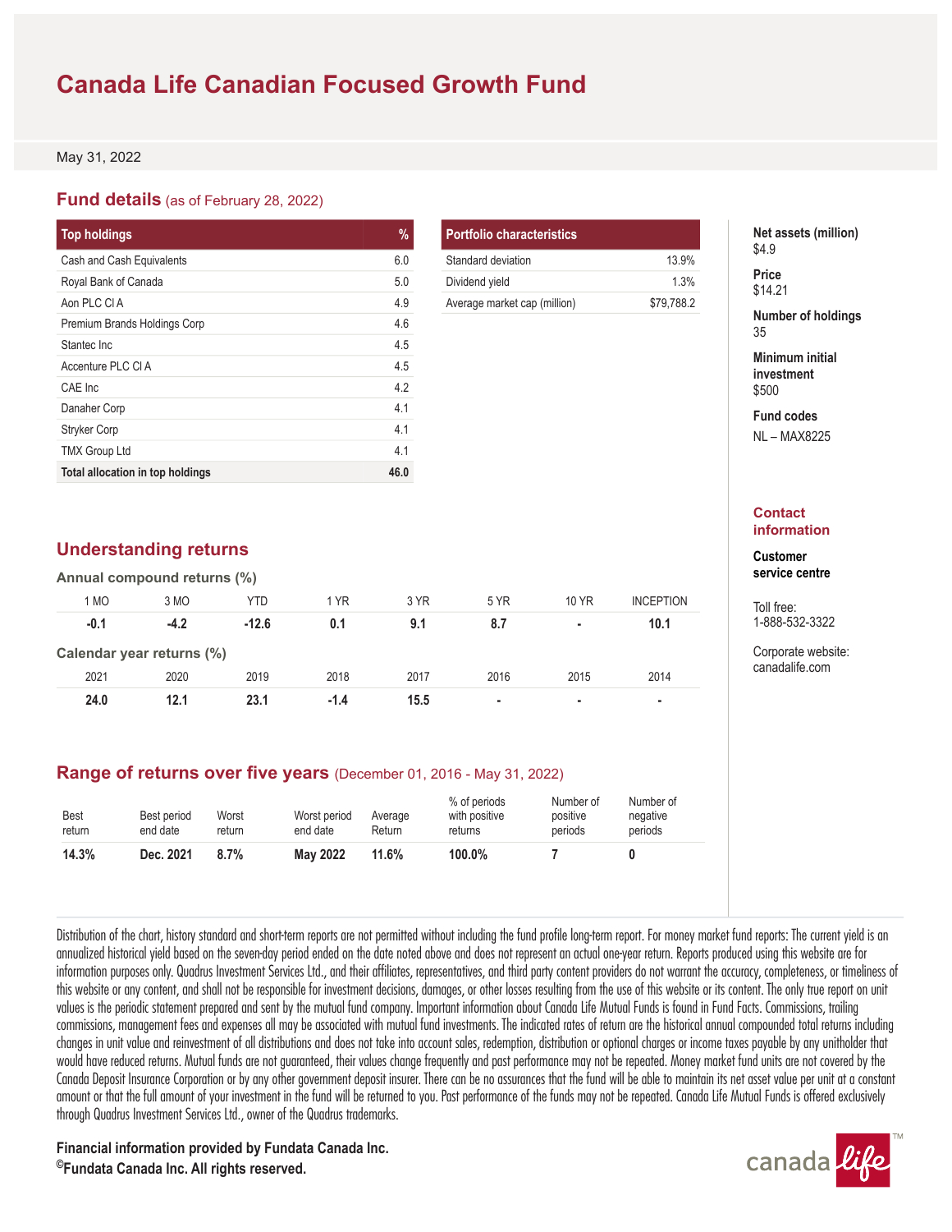# Canada Life Canadian Focused Growth Fund

May 31, 2022

## Fund details (as of February 28, 2022)

| Top holdings | % |
|---|---|
| Cash and Cash Equivalents | 6.0 |
| Royal Bank of Canada | 5.0 |
| Aon PLC Cl A | 4.9 |
| Premium Brands Holdings Corp | 4.6 |
| Stantec Inc | 4.5 |
| Accenture PLC Cl A | 4.5 |
| CAE Inc | 4.2 |
| Danaher Corp | 4.1 |
| Stryker Corp | 4.1 |
| TMX Group Ltd | 4.1 |
| **Total allocation in top holdings** | **46.0** |

| Portfolio characteristics | |
|---|---|
| Standard deviation | 13.9% |
| Dividend yield | 1.3% |
| Average market cap (million) | $79,788.2 |

**Net assets (million)**
$4.9

**Price**
$14.21

**Number of holdings**
35

**Minimum initial investment**
$500

**Fund codes**
NL – MAX8225

## Understanding returns

### Annual compound returns (%)

| 1 MO | 3 MO | YTD | 1 YR | 3 YR | 5 YR | 10 YR | INCEPTION |
|---|---|---|---|---|---|---|---|
| **-0.1** | **-4.2** | **-12.6** | **0.1** | **9.1** | **8.7** | **-** | **10.1** |

### Calendar year returns (%)

| 2021 | 2020 | 2019 | 2018 | 2017 | 2016 | 2015 | 2014 |
|---|---|---|---|---|---|---|---|
| **24.0** | **12.1** | **23.1** | **-1.4** | **15.5** | **-** | **-** | **-** |

## Range of returns over five years (December 01, 2016 - May 31, 2022)

| Best return | Best period end date | Worst return | Worst period end date | Average Return | % of periods with positive returns | Number of positive periods | Number of negative periods |
|---|---|---|---|---|---|---|---|
| **14.3%** | **Dec. 2021** | **8.7%** | **May 2022** | **11.6%** | **100.0%** | **7** | **0** |

### Contact information

**Customer service centre**

Toll free:
1-888-532-3322

Corporate website:
canadalife.com

Distribution of the chart, history standard and short-term reports are not permitted without including the fund profile long-term report. For money market fund reports: The current yield is an annualized historical yield based on the seven-day period ended on the date noted above and does not represent an actual one-year return. Reports produced using this website are for information purposes only. Quadrus Investment Services Ltd., and their affiliates, representatives, and third party content providers do not warrant the accuracy, completeness, or timeliness of this website or any content, and shall not be responsible for investment decisions, damages, or other losses resulting from the use of this website or its content. The only true report on unit values is the periodic statement prepared and sent by the mutual fund company. Important information about Canada Life Mutual Funds is found in Fund Facts. Commissions, trailing commissions, management fees and expenses all may be associated with mutual fund investments. The indicated rates of return are the historical annual compounded total returns including changes in unit value and reinvestment of all distributions and does not take into account sales, redemption, distribution or optional charges or income taxes payable by any unitholder that would have reduced returns. Mutual funds are not guaranteed, their values change frequently and past performance may not be repeated. Money market fund units are not covered by the Canada Deposit Insurance Corporation or by any other government deposit insurer. There can be no assurances that the fund will be able to maintain its net asset value per unit at a constant amount or that the full amount of your investment in the fund will be returned to you. Past performance of the funds may not be repeated. Canada Life Mutual Funds is offered exclusively through Quadrus Investment Services Ltd., owner of the Quadrus trademarks.

**Financial information provided by Fundata Canada Inc.**
**©Fundata Canada Inc. All rights reserved.**

canada life™